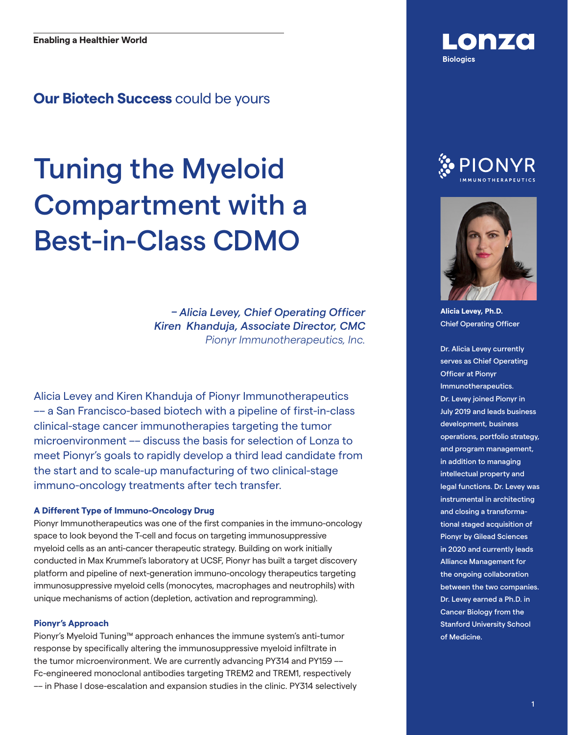Enabling a Healthier World

**Our Biotech Success** could be yours

# Tuning the Myeloid Compartment with a Best-in-Class CDMO

*– Alicia Levey, Chief Operating Officer*
*Kiren Khanduja, Associate Director, CMC*
*Pionyr Immunotherapeutics, Inc.*

Alicia Levey and Kiren Khanduja of Pionyr Immunotherapeutics –– a San Francisco-based biotech with a pipeline of first-in-class clinical-stage cancer immunotherapies targeting the tumor microenvironment –– discuss the basis for selection of Lonza to meet Pionyr's goals to rapidly develop a third lead candidate from the start and to scale-up manufacturing of two clinical-stage immuno-oncology treatments after tech transfer.

### A Different Type of Immuno-Oncology Drug

Pionyr Immunotherapeutics was one of the first companies in the immuno-oncology space to look beyond the T-cell and focus on targeting immunosuppressive myeloid cells as an anti-cancer therapeutic strategy. Building on work initially conducted in Max Krummel's laboratory at UCSF, Pionyr has built a target discovery platform and pipeline of next-generation immuno-oncology therapeutics targeting immunosuppressive myeloid cells (monocytes, macrophages and neutrophils) with unique mechanisms of action (depletion, activation and reprogramming).

### Pionyr's Approach

Pionyr's Myeloid Tuning™ approach enhances the immune system's anti-tumor response by specifically altering the immunosuppressive myeloid infiltrate in the tumor microenvironment. We are currently advancing PY314 and PY159 –– Fc-engineered monoclonal antibodies targeting TREM2 and TREM1, respectively –– in Phase I dose-escalation and expansion studies in the clinic. PY314 selectively

Lonza
Biologics

PIONYR
IMMUNOTHERAPEUTICS

**Alicia Levey, Ph.D.**
Chief Operating Officer

Dr. Alicia Levey currently serves as Chief Operating Officer at Pionyr Immunotherapeutics. Dr. Levey joined Pionyr in July 2019 and leads business development, business operations, portfolio strategy, and program management, in addition to managing intellectual property and legal functions. Dr. Levey was instrumental in architecting and closing a transformational staged acquisition of Pionyr by Gilead Sciences in 2020 and currently leads Alliance Management for the ongoing collaboration between the two companies. Dr. Levey earned a Ph.D. in Cancer Biology from the Stanford University School of Medicine.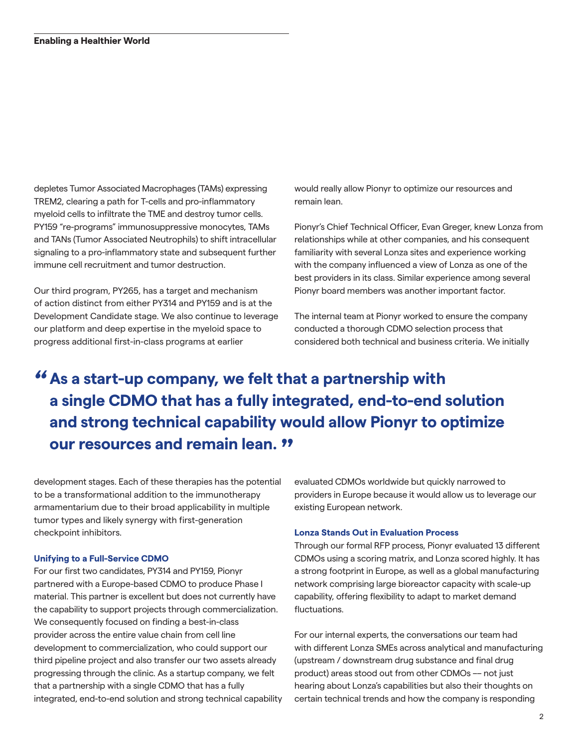depletes Tumor Associated Macrophages (TAMs) expressing TREM2, clearing a path for T-cells and pro-inflammatory myeloid cells to infiltrate the TME and destroy tumor cells. PY159 "re-programs" immunosuppressive monocytes, TAMs and TANs (Tumor Associated Neutrophils) to shift intracellular signaling to a pro-inflammatory state and subsequent further immune cell recruitment and tumor destruction.

Our third program, PY265, has a target and mechanism of action distinct from either PY314 and PY159 and is at the Development Candidate stage. We also continue to leverage our platform and deep expertise in the myeloid space to progress additional first-in-class programs at earlier development stages. Each of these therapies has the potential to be a transformational addition to the immunotherapy armamentarium due to their broad applicability in multiple tumor types and likely synergy with first-generation checkpoint inhibitors.

### Unifying to a Full-Service CDMO

For our first two candidates, PY314 and PY159, Pionyr partnered with a Europe-based CDMO to produce Phase I material. This partner is excellent but does not currently have the capability to support projects through commercialization. We consequently focused on finding a best-in-class provider across the entire value chain from cell line development to commercialization, who could support our third pipeline project and also transfer our two assets already progressing through the clinic. As a startup company, we felt that a partnership with a single CDMO that has a fully integrated, end-to-end solution and strong technical capability would really allow Pionyr to optimize our resources and remain lean.

Pionyr's Chief Technical Officer, Evan Greger, knew Lonza from relationships while at other companies, and his consequent familiarity with several Lonza sites and experience working with the company influenced a view of Lonza as one of the best providers in its class. Similar experience among several Pionyr board members was another important factor.

The internal team at Pionyr worked to ensure the company conducted a thorough CDMO selection process that considered both technical and business criteria. We initially evaluated CDMOs worldwide but quickly narrowed to providers in Europe because it would allow us to leverage our existing European network.

> **"As a start-up company, we felt that a partnership with a single CDMO that has a fully integrated, end-to-end solution and strong technical capability would allow Pionyr to optimize our resources and remain lean."**

### Lonza Stands Out in Evaluation Process

Through our formal RFP process, Pionyr evaluated 13 different CDMOs using a scoring matrix, and Lonza scored highly. It has a strong footprint in Europe, as well as a global manufacturing network comprising large bioreactor capacity with scale-up capability, offering flexibility to adapt to market demand fluctuations.

For our internal experts, the conversations our team had with different Lonza SMEs across analytical and manufacturing (upstream / downstream drug substance and final drug product) areas stood out from other CDMOs –– not just hearing about Lonza's capabilities but also their thoughts on certain technical trends and how the company is responding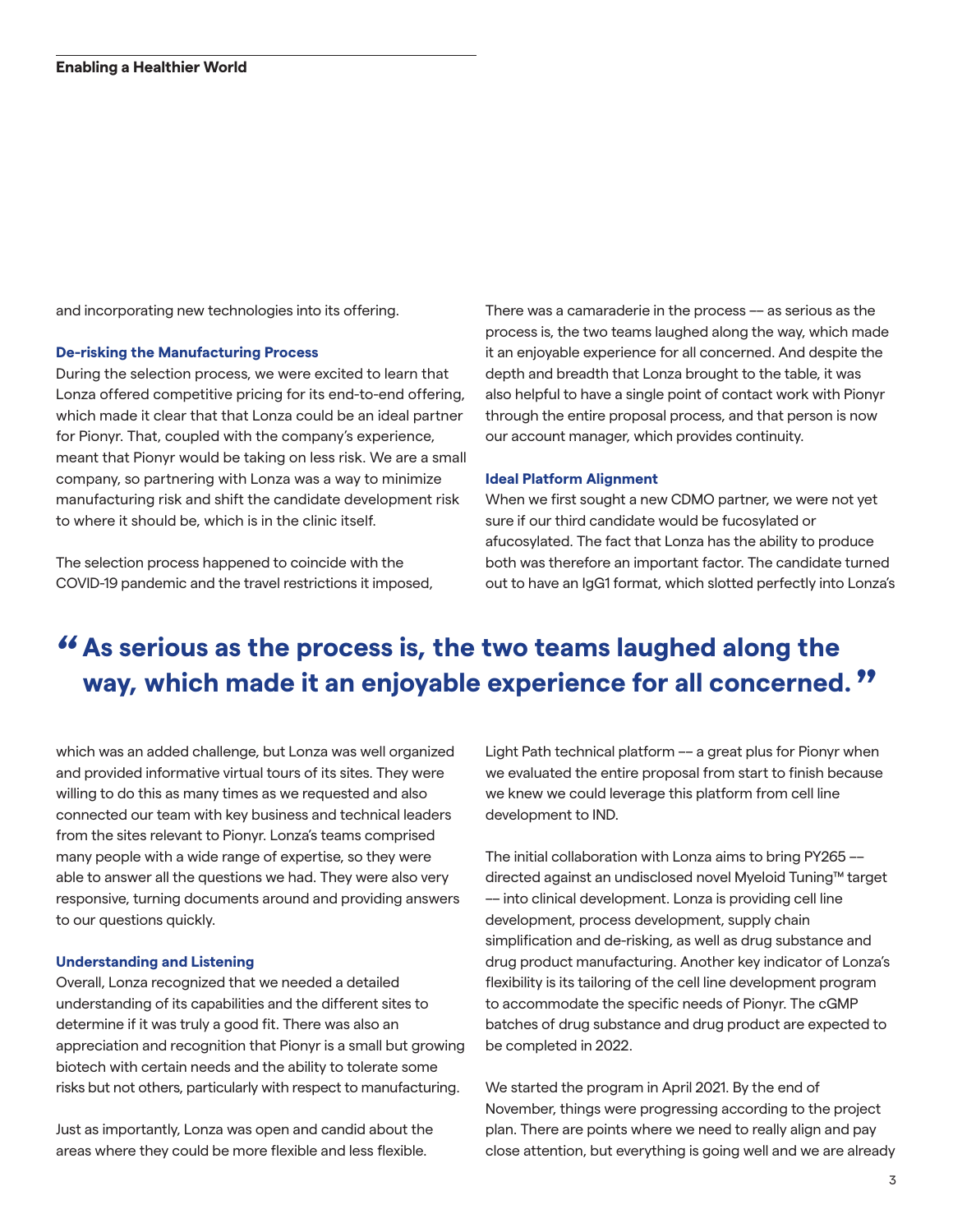and incorporating new technologies into its offering.

### De-risking the Manufacturing Process

During the selection process, we were excited to learn that Lonza offered competitive pricing for its end-to-end offering, which made it clear that that Lonza could be an ideal partner for Pionyr. That, coupled with the company's experience, meant that Pionyr would be taking on less risk. We are a small company, so partnering with Lonza was a way to minimize manufacturing risk and shift the candidate development risk to where it should be, which is in the clinic itself.

The selection process happened to coincide with the COVID-19 pandemic and the travel restrictions it imposed, which was an added challenge, but Lonza was well organized and provided informative virtual tours of its sites. They were willing to do this as many times as we requested and also connected our team with key business and technical leaders from the sites relevant to Pionyr. Lonza's teams comprised many people with a wide range of expertise, so they were able to answer all the questions we had. They were also very responsive, turning documents around and providing answers to our questions quickly.

### Understanding and Listening

Overall, Lonza recognized that we needed a detailed understanding of its capabilities and the different sites to determine if it was truly a good fit. There was also an appreciation and recognition that Pionyr is a small but growing biotech with certain needs and the ability to tolerate some risks but not others, particularly with respect to manufacturing.

Just as importantly, Lonza was open and candid about the areas where they could be more flexible and less flexible. There was a camaraderie in the process –– as serious as the process is, the two teams laughed along the way, which made it an enjoyable experience for all concerned. And despite the depth and breadth that Lonza brought to the table, it was also helpful to have a single point of contact work with Pionyr through the entire proposal process, and that person is now our account manager, which provides continuity.

> **"As serious as the process is, the two teams laughed along the way, which made it an enjoyable experience for all concerned."**

### Ideal Platform Alignment

When we first sought a new CDMO partner, we were not yet sure if our third candidate would be fucosylated or afucosylated. The fact that Lonza has the ability to produce both was therefore an important factor. The candidate turned out to have an IgG1 format, which slotted perfectly into Lonza's Light Path technical platform –– a great plus for Pionyr when we evaluated the entire proposal from start to finish because we knew we could leverage this platform from cell line development to IND.

The initial collaboration with Lonza aims to bring PY265 –– directed against an undisclosed novel Myeloid Tuning™ target –– into clinical development. Lonza is providing cell line development, process development, supply chain simplification and de-risking, as well as drug substance and drug product manufacturing. Another key indicator of Lonza's flexibility is its tailoring of the cell line development program to accommodate the specific needs of Pionyr. The cGMP batches of drug substance and drug product are expected to be completed in 2022.

We started the program in April 2021. By the end of November, things were progressing according to the project plan. There are points where we need to really align and pay close attention, but everything is going well and we are already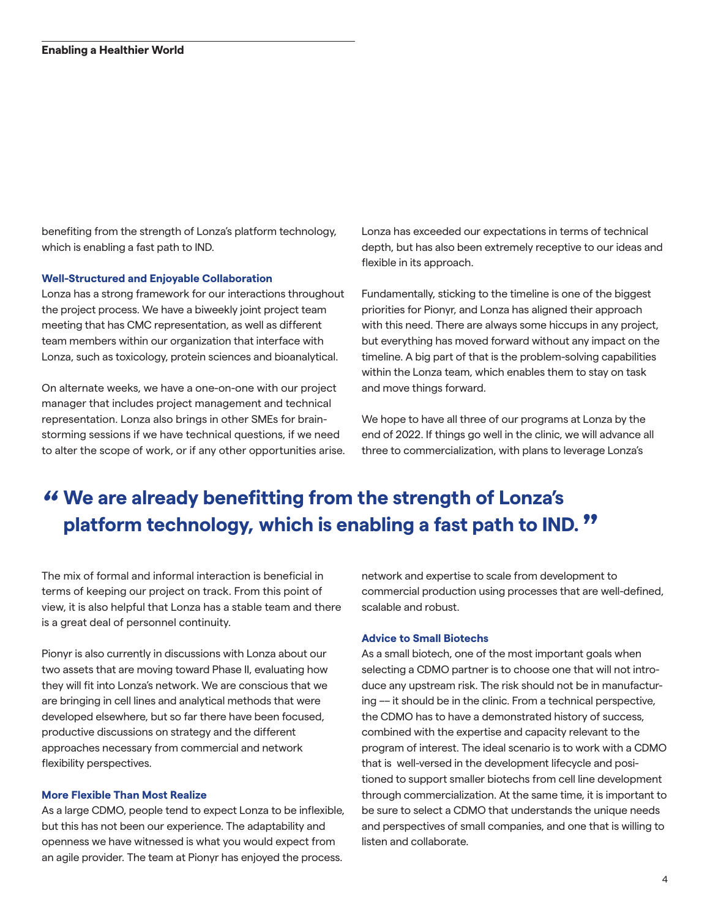benefiting from the strength of Lonza's platform technology, which is enabling a fast path to IND.

### Well-Structured and Enjoyable Collaboration

Lonza has a strong framework for our interactions throughout the project process. We have a biweekly joint project team meeting that has CMC representation, as well as different team members within our organization that interface with Lonza, such as toxicology, protein sciences and bioanalytical.

On alternate weeks, we have a one-on-one with our project manager that includes project management and technical representation. Lonza also brings in other SMEs for brainstorming sessions if we have technical questions, if we need to alter the scope of work, or if any other opportunities arise.

The mix of formal and informal interaction is beneficial in terms of keeping our project on track. From this point of view, it is also helpful that Lonza has a stable team and there is a great deal of personnel continuity.

Pionyr is also currently in discussions with Lonza about our two assets that are moving toward Phase II, evaluating how they will fit into Lonza's network. We are conscious that we are bringing in cell lines and analytical methods that were developed elsewhere, but so far there have been focused, productive discussions on strategy and the different approaches necessary from commercial and network flexibility perspectives.

### More Flexible Than Most Realize

As a large CDMO, people tend to expect Lonza to be inflexible, but this has not been our experience. The adaptability and openness we have witnessed is what you would expect from an agile provider. The team at Pionyr has enjoyed the process. Lonza has exceeded our expectations in terms of technical depth, but has also been extremely receptive to our ideas and flexible in its approach.

Fundamentally, sticking to the timeline is one of the biggest priorities for Pionyr, and Lonza has aligned their approach with this need. There are always some hiccups in any project, but everything has moved forward without any impact on the timeline. A big part of that is the problem-solving capabilities within the Lonza team, which enables them to stay on task and move things forward.

We hope to have all three of our programs at Lonza by the end of 2022. If things go well in the clinic, we will advance all three to commercialization, with plans to leverage Lonza's network and expertise to scale from development to commercial production using processes that are well-defined, scalable and robust.

> **"We are already benefitting from the strength of Lonza's platform technology, which is enabling a fast path to IND."**

### Advice to Small Biotechs

As a small biotech, one of the most important goals when selecting a CDMO partner is to choose one that will not introduce any upstream risk. The risk should not be in manufacturing –– it should be in the clinic. From a technical perspective, the CDMO has to have a demonstrated history of success, combined with the expertise and capacity relevant to the program of interest. The ideal scenario is to work with a CDMO that is well-versed in the development lifecycle and positioned to support smaller biotechs from cell line development through commercialization. At the same time, it is important to be sure to select a CDMO that understands the unique needs and perspectives of small companies, and one that is willing to listen and collaborate.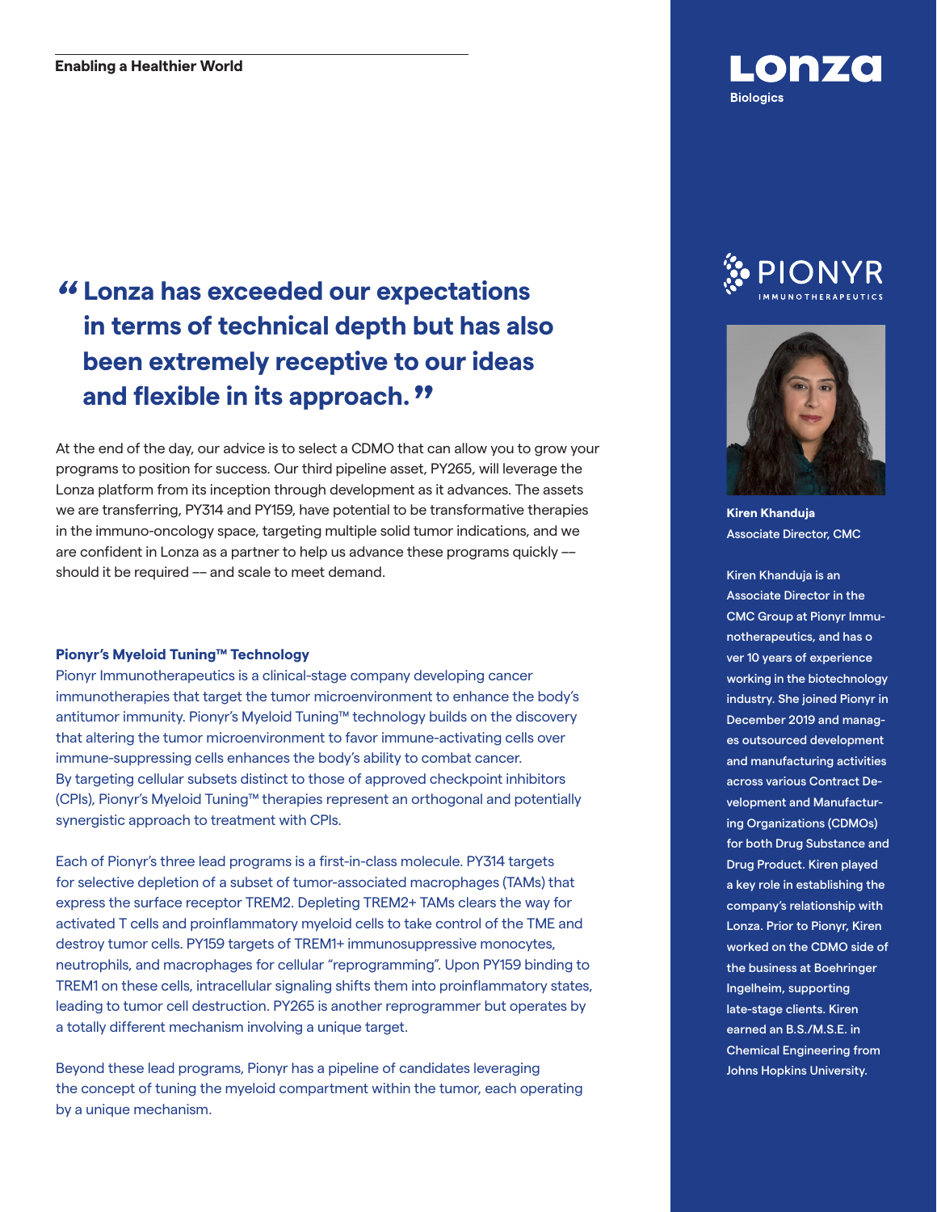Enabling a Healthier World

> "Lonza has exceeded our expectations in terms of technical depth but has also been extremely receptive to our ideas and flexible in its approach."

At the end of the day, our advice is to select a CDMO that can allow you to grow your programs to position for success. Our third pipeline asset, PY265, will leverage the Lonza platform from its inception through development as it advances. The assets we are transferring, PY314 and PY159, have potential to be transformative therapies in the immuno-oncology space, targeting multiple solid tumor indications, and we are confident in Lonza as a partner to help us advance these programs quickly –– should it be required –– and scale to meet demand.

### Pionyr's Myeloid Tuning™ Technology

Pionyr Immunotherapeutics is a clinical-stage company developing cancer immunotherapies that target the tumor microenvironment to enhance the body's antitumor immunity. Pionyr's Myeloid Tuning™ technology builds on the discovery that altering the tumor microenvironment to favor immune-activating cells over immune-suppressing cells enhances the body's ability to combat cancer. By targeting cellular subsets distinct to those of approved checkpoint inhibitors (CPIs), Pionyr's Myeloid Tuning™ therapies represent an orthogonal and potentially synergistic approach to treatment with CPIs.

Each of Pionyr's three lead programs is a first-in-class molecule. PY314 targets for selective depletion of a subset of tumor-associated macrophages (TAMs) that express the surface receptor TREM2. Depleting TREM2+ TAMs clears the way for activated T cells and proinflammatory myeloid cells to take control of the TME and destroy tumor cells. PY159 targets of TREM1+ immunosuppressive monocytes, neutrophils, and macrophages for cellular "reprogramming". Upon PY159 binding to TREM1 on these cells, intracellular signaling shifts them into proinflammatory states, leading to tumor cell destruction. PY265 is another reprogrammer but operates by a totally different mechanism involving a unique target.

Beyond these lead programs, Pionyr has a pipeline of candidates leveraging the concept of tuning the myeloid compartment within the tumor, each operating by a unique mechanism.

Lonza Biologics

PIONYR IMMUNOTHERAPEUTICS

**Kiren Khanduja**
Associate Director, CMC

Kiren Khanduja is an Associate Director in the CMC Group at Pionyr Immunotherapeutics, and has over 10 years of experience working in the biotechnology industry. She joined Pionyr in December 2019 and manages outsourced development and manufacturing activities across various Contract Development and Manufacturing Organizations (CDMOs) for both Drug Substance and Drug Product. Kiren played a key role in establishing the company's relationship with Lonza. Prior to Pionyr, Kiren worked on the CDMO side of the business at Boehringer Ingelheim, supporting late-stage clients. Kiren earned an B.S./M.S.E. in Chemical Engineering from Johns Hopkins University.